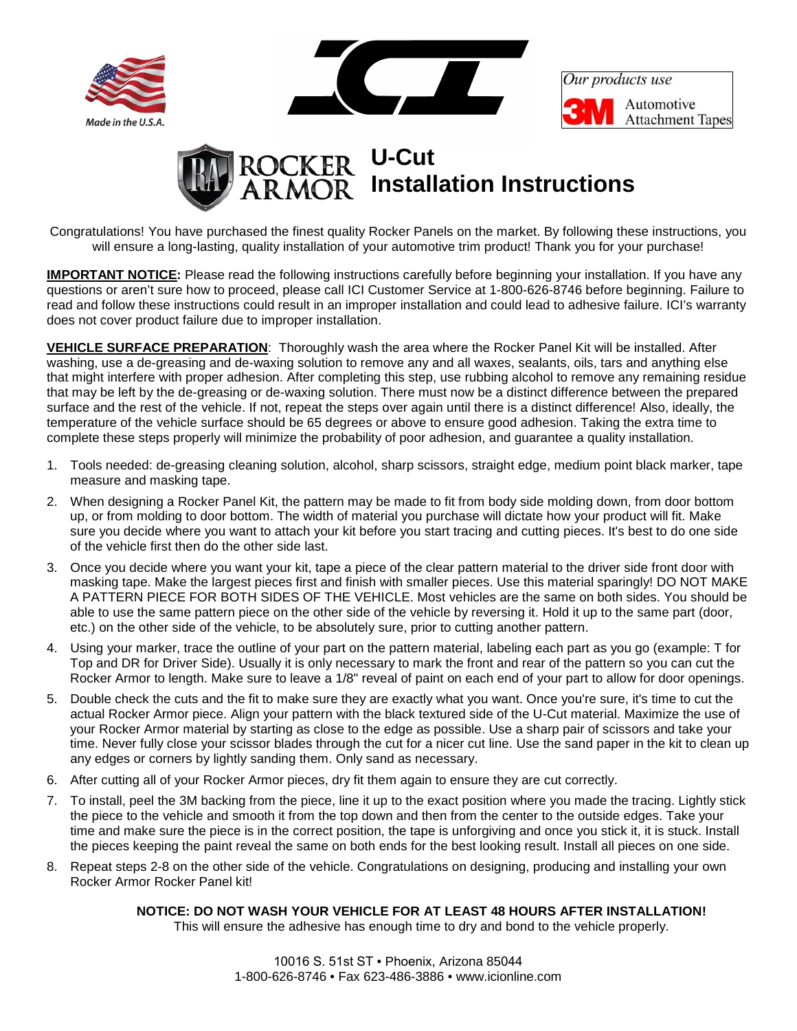Made in the U.S.A.

*Our products use* 3M Automotive Attachment Tapes

# U-Cut Installation Instructions

Congratulations! You have purchased the finest quality Rocker Panels on the market. By following these instructions, you will ensure a long-lasting, quality installation of your automotive trim product! Thank you for your purchase!

**IMPORTANT NOTICE:** Please read the following instructions carefully before beginning your installation. If you have any questions or aren't sure how to proceed, please call ICI Customer Service at 1-800-626-8746 before beginning. Failure to read and follow these instructions could result in an improper installation and could lead to adhesive failure. ICI's warranty does not cover product failure due to improper installation.

**VEHICLE SURFACE PREPARATION**: Thoroughly wash the area where the Rocker Panel Kit will be installed. After washing, use a de-greasing and de-waxing solution to remove any and all waxes, sealants, oils, tars and anything else that might interfere with proper adhesion. After completing this step, use rubbing alcohol to remove any remaining residue that may be left by the de-greasing or de-waxing solution. There must now be a distinct difference between the prepared surface and the rest of the vehicle. If not, repeat the steps over again until there is a distinct difference! Also, ideally, the temperature of the vehicle surface should be 65 degrees or above to ensure good adhesion. Taking the extra time to complete these steps properly will minimize the probability of poor adhesion, and guarantee a quality installation.

1. Tools needed: de-greasing cleaning solution, alcohol, sharp scissors, straight edge, medium point black marker, tape measure and masking tape.
2. When designing a Rocker Panel Kit, the pattern may be made to fit from body side molding down, from door bottom up, or from molding to door bottom. The width of material you purchase will dictate how your product will fit. Make sure you decide where you want to attach your kit before you start tracing and cutting pieces. It's best to do one side of the vehicle first then do the other side last.
3. Once you decide where you want your kit, tape a piece of the clear pattern material to the driver side front door with masking tape. Make the largest pieces first and finish with smaller pieces. Use this material sparingly! DO NOT MAKE A PATTERN PIECE FOR BOTH SIDES OF THE VEHICLE. Most vehicles are the same on both sides. You should be able to use the same pattern piece on the other side of the vehicle by reversing it. Hold it up to the same part (door, etc.) on the other side of the vehicle, to be absolutely sure, prior to cutting another pattern.
4. Using your marker, trace the outline of your part on the pattern material, labeling each part as you go (example: T for Top and DR for Driver Side). Usually it is only necessary to mark the front and rear of the pattern so you can cut the Rocker Armor to length. Make sure to leave a 1/8" reveal of paint on each end of your part to allow for door openings.
5. Double check the cuts and the fit to make sure they are exactly what you want. Once you're sure, it's time to cut the actual Rocker Armor piece. Align your pattern with the black textured side of the U-Cut material. Maximize the use of your Rocker Armor material by starting as close to the edge as possible. Use a sharp pair of scissors and take your time. Never fully close your scissor blades through the cut for a nicer cut line. Use the sand paper in the kit to clean up any edges or corners by lightly sanding them. Only sand as necessary.
6. After cutting all of your Rocker Armor pieces, dry fit them again to ensure they are cut correctly.
7. To install, peel the 3M backing from the piece, line it up to the exact position where you made the tracing. Lightly stick the piece to the vehicle and smooth it from the top down and then from the center to the outside edges. Take your time and make sure the piece is in the correct position, the tape is unforgiving and once you stick it, it is stuck. Install the pieces keeping the paint reveal the same on both ends for the best looking result. Install all pieces on one side.
8. Repeat steps 2-8 on the other side of the vehicle. Congratulations on designing, producing and installing your own Rocker Armor Rocker Panel kit!

**NOTICE: DO NOT WASH YOUR VEHICLE FOR AT LEAST 48 HOURS AFTER INSTALLATION!**
This will ensure the adhesive has enough time to dry and bond to the vehicle properly.

10016 S. 51st ST • Phoenix, Arizona 85044
1-800-626-8746 • Fax 623-486-3886 • www.icionline.com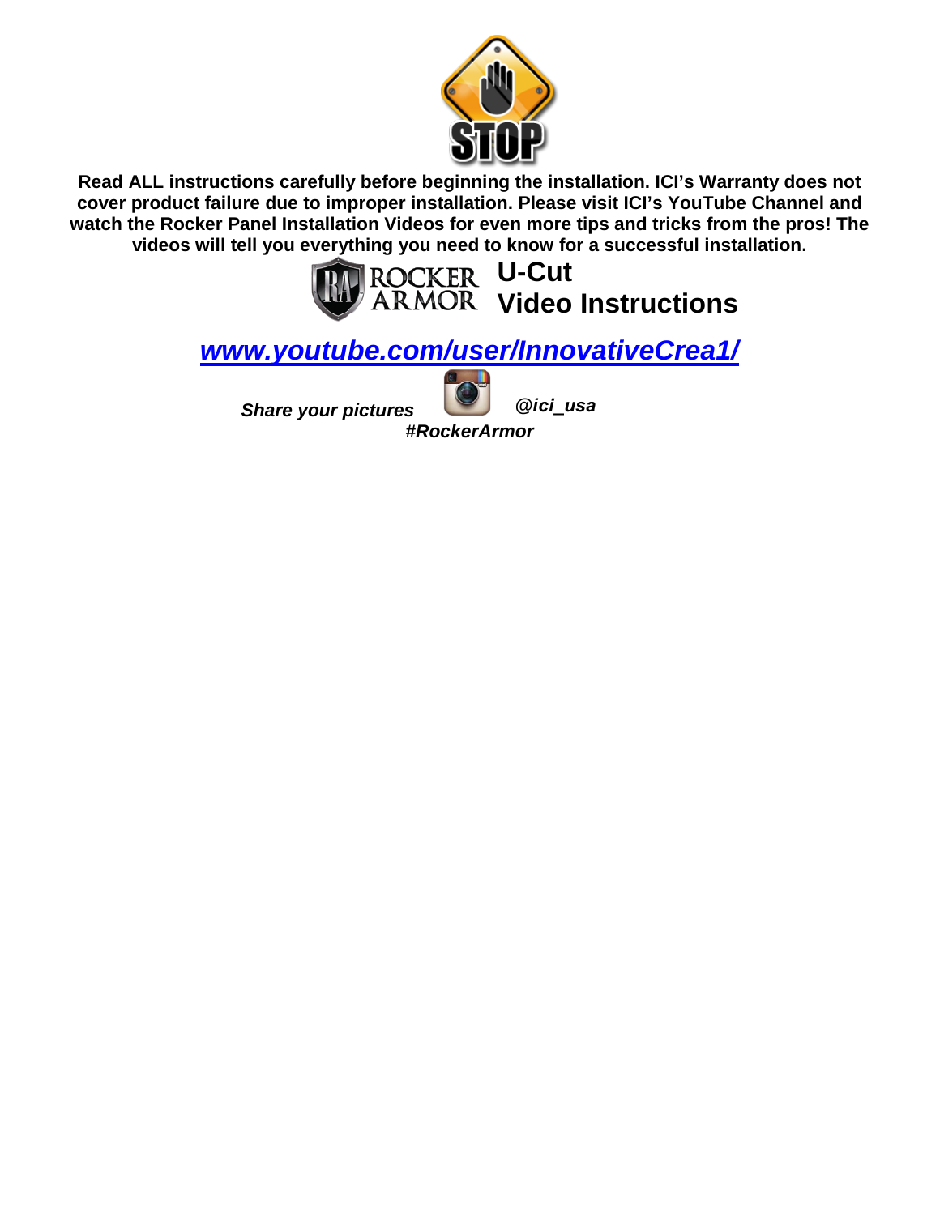**Read ALL instructions carefully before beginning the installation. ICI's Warranty does not cover product failure due to improper installation. Please visit ICI's YouTube Channel and watch the Rocker Panel Installation Videos for even more tips and tricks from the pros! The videos will tell you everything you need to know for a successful installation.**

ROCKER ARMOR

## U-Cut Video Instructions

***[www.youtube.com/user/InnovativeCrea1/](http://www.youtube.com/user/InnovativeCrea1/)***

***Share your pictures*** ***@ici_usa***

***#RockerArmor***